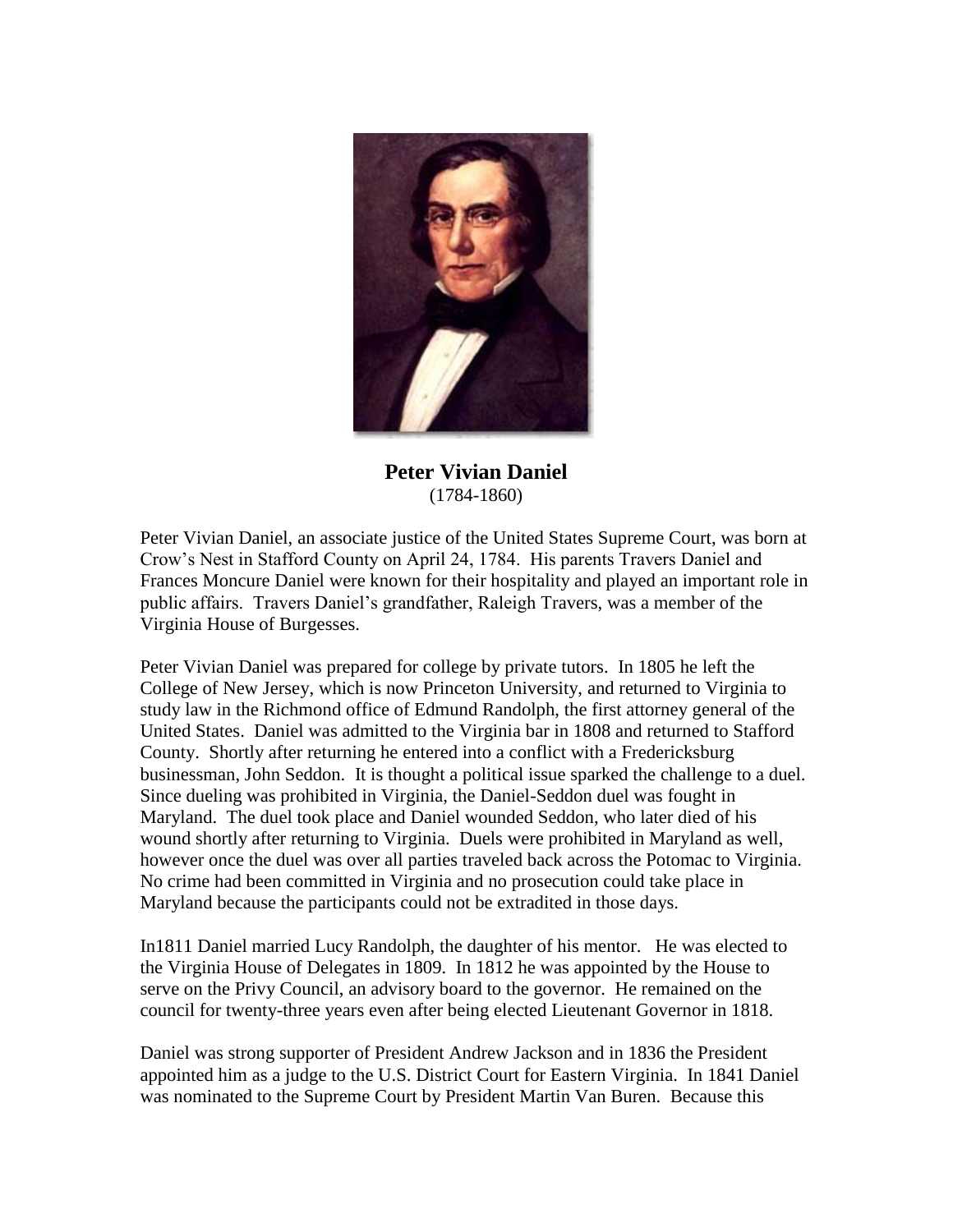**Peter Vivian Daniel**
(1784-1860)

Peter Vivian Daniel, an associate justice of the United States Supreme Court, was born at Crow's Nest in Stafford County on April 24, 1784. His parents Travers Daniel and Frances Moncure Daniel were known for their hospitality and played an important role in public affairs. Travers Daniel's grandfather, Raleigh Travers, was a member of the Virginia House of Burgesses.

Peter Vivian Daniel was prepared for college by private tutors. In 1805 he left the College of New Jersey, which is now Princeton University, and returned to Virginia to study law in the Richmond office of Edmund Randolph, the first attorney general of the United States. Daniel was admitted to the Virginia bar in 1808 and returned to Stafford County. Shortly after returning he entered into a conflict with a Fredericksburg businessman, John Seddon. It is thought a political issue sparked the challenge to a duel. Since dueling was prohibited in Virginia, the Daniel-Seddon duel was fought in Maryland. The duel took place and Daniel wounded Seddon, who later died of his wound shortly after returning to Virginia. Duels were prohibited in Maryland as well, however once the duel was over all parties traveled back across the Potomac to Virginia. No crime had been committed in Virginia and no prosecution could take place in Maryland because the participants could not be extradited in those days.

In1811 Daniel married Lucy Randolph, the daughter of his mentor. He was elected to the Virginia House of Delegates in 1809. In 1812 he was appointed by the House to serve on the Privy Council, an advisory board to the governor. He remained on the council for twenty-three years even after being elected Lieutenant Governor in 1818.

Daniel was strong supporter of President Andrew Jackson and in 1836 the President appointed him as a judge to the U.S. District Court for Eastern Virginia. In 1841 Daniel was nominated to the Supreme Court by President Martin Van Buren. Because this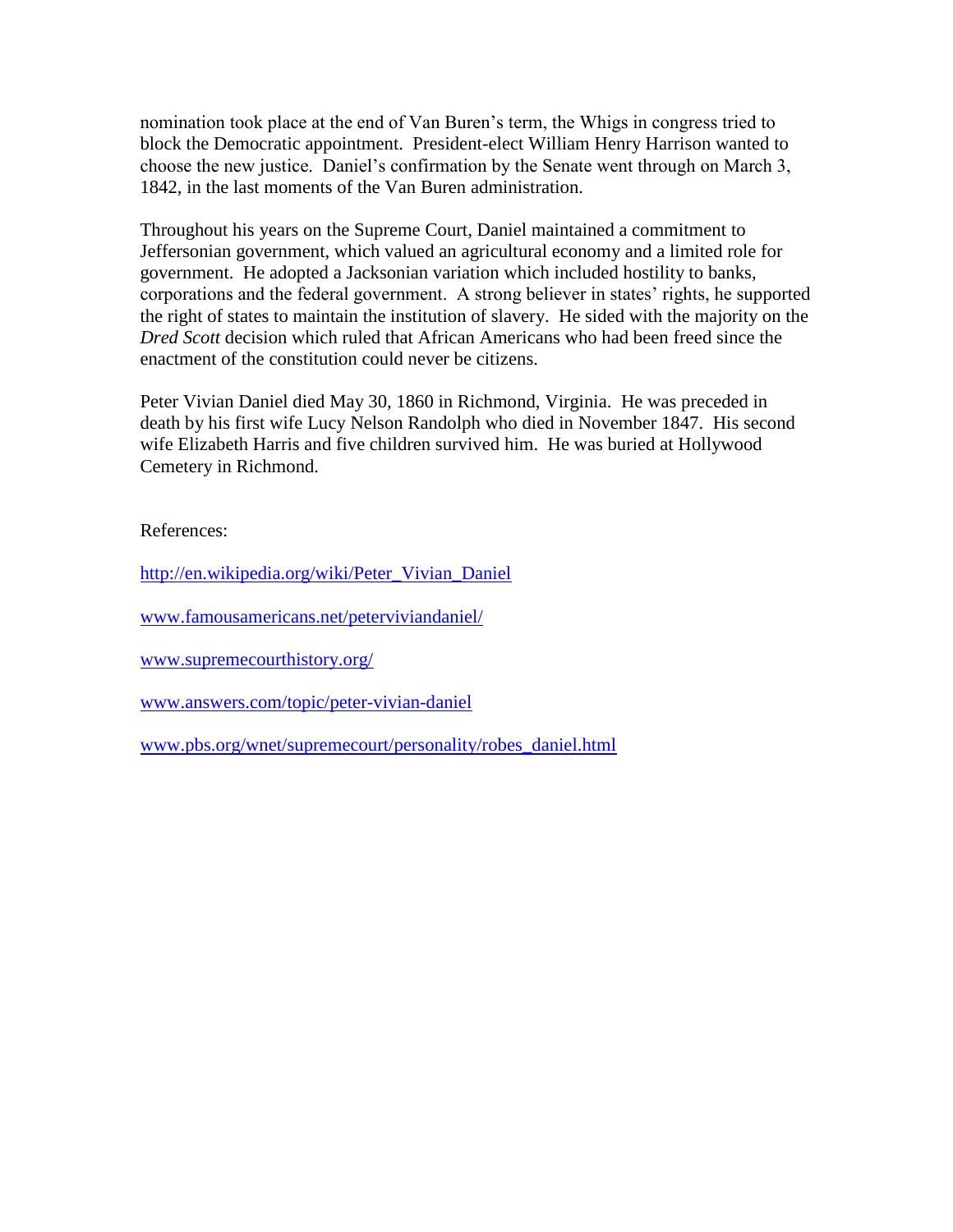nomination took place at the end of Van Buren's term, the Whigs in congress tried to block the Democratic appointment. President-elect William Henry Harrison wanted to choose the new justice. Daniel's confirmation by the Senate went through on March 3, 1842, in the last moments of the Van Buren administration.

Throughout his years on the Supreme Court, Daniel maintained a commitment to Jeffersonian government, which valued an agricultural economy and a limited role for government. He adopted a Jacksonian variation which included hostility to banks, corporations and the federal government. A strong believer in states' rights, he supported the right of states to maintain the institution of slavery. He sided with the majority on the *Dred Scott* decision which ruled that African Americans who had been freed since the enactment of the constitution could never be citizens.

Peter Vivian Daniel died May 30, 1860 in Richmond, Virginia. He was preceded in death by his first wife Lucy Nelson Randolph who died in November 1847. His second wife Elizabeth Harris and five children survived him. He was buried at Hollywood Cemetery in Richmond.

References:

http://en.wikipedia.org/wiki/Peter_Vivian_Daniel

www.famousamericans.net/peterviviandaniel/

www.supremecourthistory.org/

www.answers.com/topic/peter-vivian-daniel

www.pbs.org/wnet/supremecourt/personality/robes_daniel.html